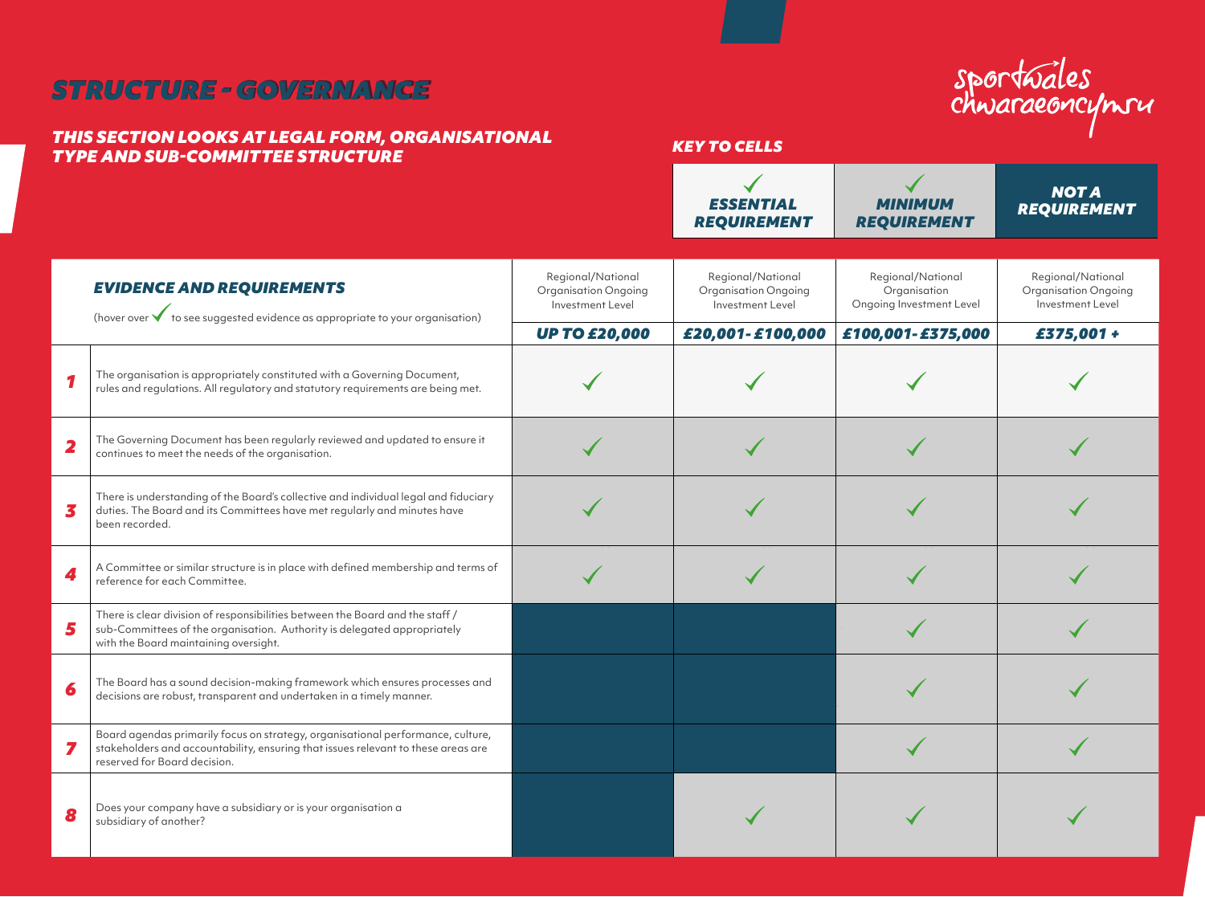# STRUCTURE - GOVERNANCE

sportwales chwaraeoncymru

### THIS SECTION LOOKS AT LEGAL FORM, ORGANISATIONAL TYPE AND SUB-COMMITTEE STRUCTURE

**KEY TO CELLS**

| ✓ ESSENTIAL REQUIREMENT | ✓ MINIMUM REQUIREMENT | NOT A REQUIREMENT |
|---|---|---|

| | **EVIDENCE AND REQUIREMENTS** (hover over ✓ to see suggested evidence as appropriate to your organisation) | Regional/National Organisation Ongoing Investment Level **UP TO £20,000** | Regional/National Organisation Ongoing Investment Level **£20,001- £100,000** | Regional/National Organisation Ongoing Investment Level **£100,001- £375,000** | Regional/National Organisation Ongoing Investment Level **£375,001 +** |
|---|---|---|---|---|---|
| **1** | The organisation is appropriately constituted with a Governing Document, rules and regulations. All regulatory and statutory requirements are being met. | ✓ | ✓ | ✓ | ✓ |
| **2** | The Governing Document has been regularly reviewed and updated to ensure it continues to meet the needs of the organisation. | ✓ | ✓ | ✓ | ✓ |
| **3** | There is understanding of the Board's collective and individual legal and fiduciary duties. The Board and its Committees have met regularly and minutes have been recorded. | ✓ | ✓ | ✓ | ✓ |
| **4** | A Committee or similar structure is in place with defined membership and terms of reference for each Committee. | ✓ | ✓ | ✓ | ✓ |
| **5** | There is clear division of responsibilities between the Board and the staff / sub-Committees of the organisation. Authority is delegated appropriately with the Board maintaining oversight. | | | ✓ | ✓ |
| **6** | The Board has a sound decision-making framework which ensures processes and decisions are robust, transparent and undertaken in a timely manner. | | | ✓ | ✓ |
| **7** | Board agendas primarily focus on strategy, organisational performance, culture, stakeholders and accountability, ensuring that issues relevant to these areas are reserved for Board decision. | | | ✓ | ✓ |
| **8** | Does your company have a subsidiary or is your organisation a subsidiary of another? | | ✓ | ✓ | ✓ |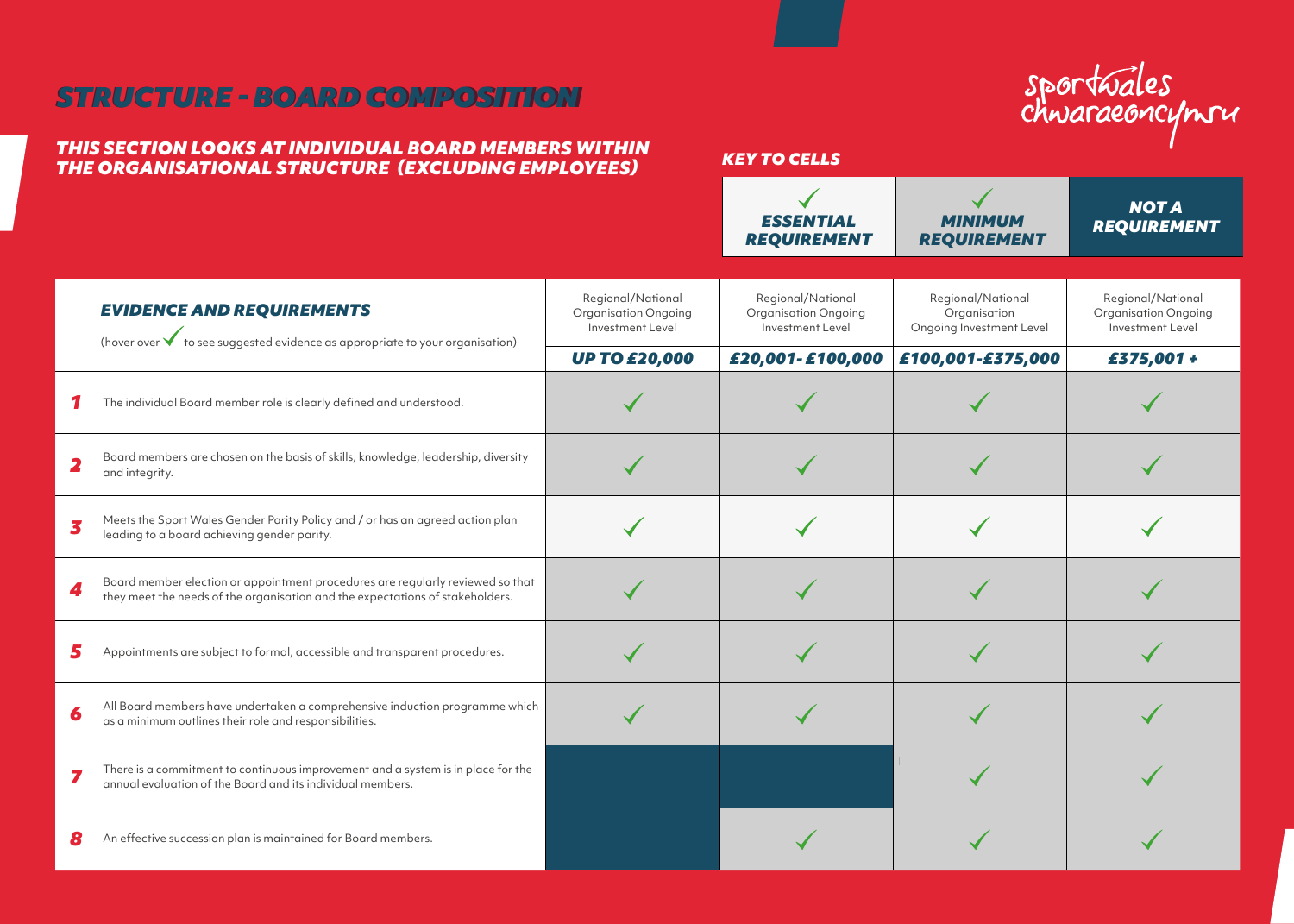# STRUCTURE - BOARD COMPOSITION

### THIS SECTION LOOKS AT INDIVIDUAL BOARD MEMBERS WITHIN THE ORGANISATIONAL STRUCTURE (EXCLUDING EMPLOYEES)

sportwales
chwaraeoncymru

**KEY TO CELLS**

| ✓ ESSENTIAL REQUIREMENT | ✓ MINIMUM REQUIREMENT | NOT A REQUIREMENT |
|---|---|---|

| # | EVIDENCE AND REQUIREMENTS (hover over ✓ to see suggested evidence as appropriate to your organisation) | Regional/National Organisation Ongoing Investment Level **UP TO £20,000** | Regional/National Organisation Ongoing Investment Level **£20,001-£100,000** | Regional/National Organisation Ongoing Investment Level **£100,001-£375,000** | Regional/National Organisation Ongoing Investment Level **£375,001 +** |
|---|---|---|---|---|---|
| 1 | The individual Board member role is clearly defined and understood. | ✓ (Minimum) | ✓ (Minimum) | ✓ (Minimum) | ✓ (Minimum) |
| 2 | Board members are chosen on the basis of skills, knowledge, leadership, diversity and integrity. | ✓ (Minimum) | ✓ (Minimum) | ✓ (Minimum) | ✓ (Minimum) |
| 3 | Meets the Sport Wales Gender Parity Policy and / or has an agreed action plan leading to a board achieving gender parity. | ✓ (Essential) | ✓ (Essential) | ✓ (Essential) | ✓ (Essential) |
| 4 | Board member election or appointment procedures are regularly reviewed so that they meet the needs of the organisation and the expectations of stakeholders. | ✓ (Minimum) | ✓ (Minimum) | ✓ (Minimum) | ✓ (Minimum) |
| 5 | Appointments are subject to formal, accessible and transparent procedures. | ✓ (Minimum) | ✓ (Minimum) | ✓ (Minimum) | ✓ (Minimum) |
| 6 | All Board members have undertaken a comprehensive induction programme which as a minimum outlines their role and responsibilities. | ✓ (Minimum) | ✓ (Minimum) | ✓ (Minimum) | ✓ (Minimum) |
| 7 | There is a commitment to continuous improvement and a system is in place for the annual evaluation of the Board and its individual members. | Not a requirement | Not a requirement | ✓ (Minimum) | ✓ (Minimum) |
| 8 | An effective succession plan is maintained for Board members. | Not a requirement | ✓ (Minimum) | ✓ (Minimum) | ✓ (Minimum) |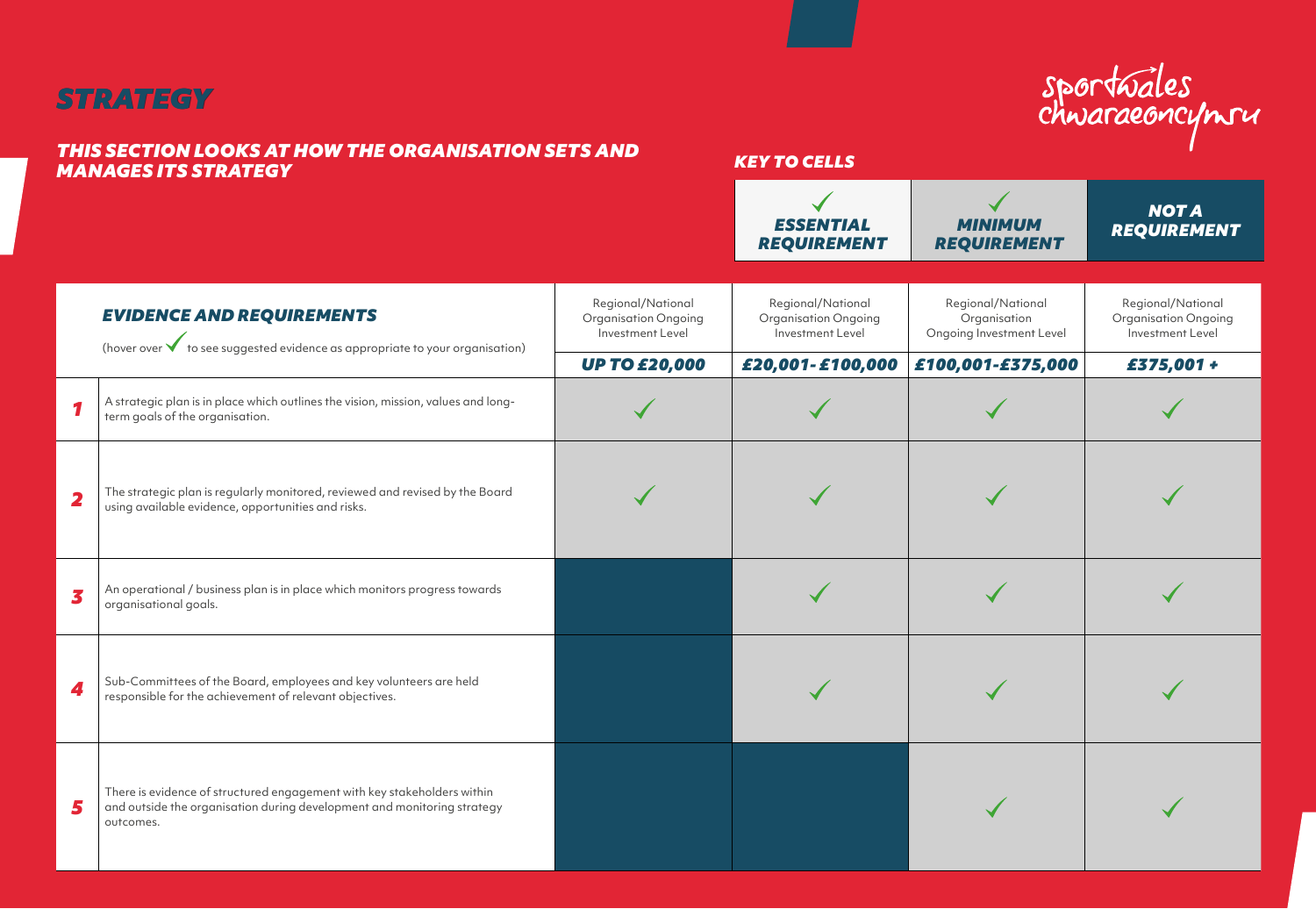# STRATEGY

## THIS SECTION LOOKS AT HOW THE ORGANISATION SETS AND MANAGES ITS STRATEGY

### KEY TO CELLS

| ✓ ESSENTIAL REQUIREMENT | ✓ MINIMUM REQUIREMENT | NOT A REQUIREMENT |
|---|---|---|

| | EVIDENCE AND REQUIREMENTS (hover over ✓ to see suggested evidence as appropriate to your organisation) | Regional/National Organisation Ongoing Investment Level UP TO £20,000 | Regional/National Organisation Ongoing Investment Level £20,001- £100,000 | Regional/National Organisation Ongoing Investment Level £100,001-£375,000 | Regional/National Organisation Ongoing Investment Level £375,001 + |
|---|---|---|---|---|---|
| 1 | A strategic plan is in place which outlines the vision, mission, values and long-term goals of the organisation. | ✓ | ✓ | ✓ | ✓ |
| 2 | The strategic plan is regularly monitored, reviewed and revised by the Board using available evidence, opportunities and risks. | ✓ | ✓ | ✓ | ✓ |
| 3 | An operational / business plan is in place which monitors progress towards organisational goals. | | ✓ | ✓ | ✓ |
| 4 | Sub-Committees of the Board, employees and key volunteers are held responsible for the achievement of relevant objectives. | | ✓ | ✓ | ✓ |
| 5 | There is evidence of structured engagement with key stakeholders within and outside the organisation during development and monitoring strategy outcomes. | | | ✓ | ✓ |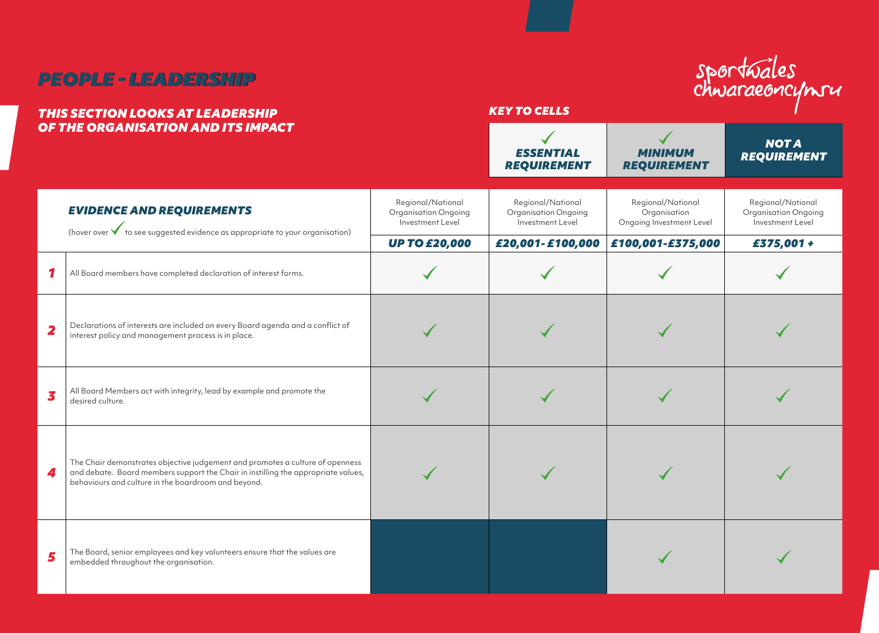# PEOPLE - LEADERSHIP

## THIS SECTION LOOKS AT LEADERSHIP OF THE ORGANISATION AND ITS IMPACT

sportwales chwaraeoncymru

**KEY TO CELLS**

| ✓ ESSENTIAL REQUIREMENT | ✓ MINIMUM REQUIREMENT | NOT A REQUIREMENT |
|---|---|---|

| | EVIDENCE AND REQUIREMENTS (hover over ✓ to see suggested evidence as appropriate to your organisation) | Regional/National Organisation Ongoing Investment Level UP TO £20,000 | Regional/National Organisation Ongoing Investment Level £20,001- £100,000 | Regional/National Organisation Ongoing Investment Level £100,001-£375,000 | Regional/National Organisation Ongoing Investment Level £375,001 + |
|---|---|---|---|---|---|
| 1 | All Board members have completed declaration of interest forms. | ✓ | ✓ | ✓ | ✓ |
| 2 | Declarations of interests are included on every Board agenda and a conflict of interest policy and management process is in place. | ✓ | ✓ | ✓ | ✓ |
| 3 | All Board Members act with integrity, lead by example and promote the desired culture. | ✓ | ✓ | ✓ | ✓ |
| 4 | The Chair demonstrates objective judgement and promotes a culture of openness and debate. Board members support the Chair in instilling the appropriate values, behaviours and culture in the boardroom and beyond. | ✓ | ✓ | ✓ | ✓ |
| 5 | The Board, senior employees and key volunteers ensure that the values are embedded throughout the organisation. | | | ✓ | ✓ |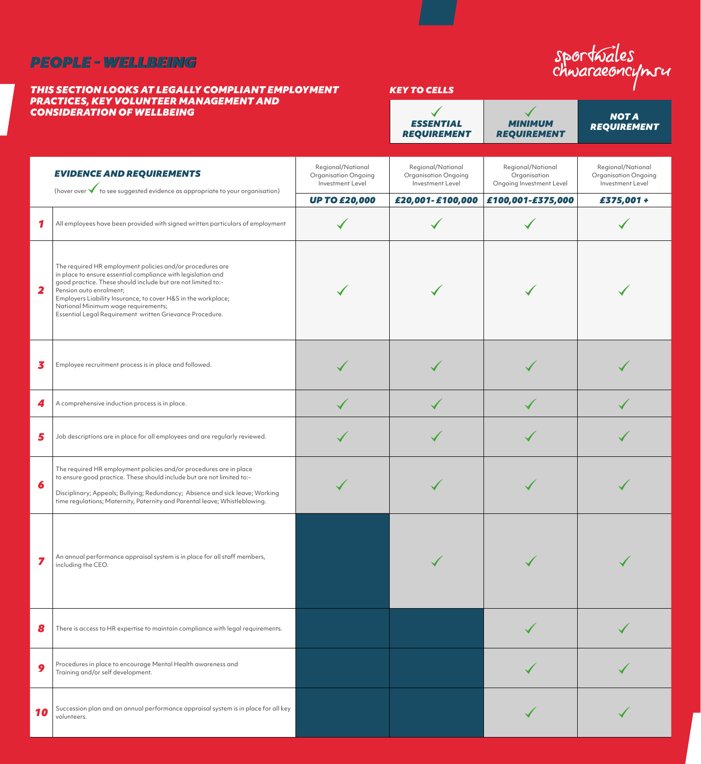# PEOPLE - WELLBEING

sportwales chwaraeoncymru

***THIS SECTION LOOKS AT LEGALLY COMPLIANT EMPLOYMENT PRACTICES, KEY VOLUNTEER MANAGEMENT AND CONSIDERATION OF WELLBEING***

***KEY TO CELLS***

| ✓ ESSENTIAL REQUIREMENT | ✓ MINIMUM REQUIREMENT | NOT A REQUIREMENT |
|---|---|---|

| | ***EVIDENCE AND REQUIREMENTS*** (hover over ✓ to see suggested evidence as appropriate to your organisation) | Regional/National Organisation Ongoing Investment Level ***UP TO £20,000*** | Regional/National Organisation Ongoing Investment Level ***£20,001- £100,000*** | Regional/National Organisation Ongoing Investment Level ***£100,001-£375,000*** | Regional/National Organisation Ongoing Investment Level ***£375,001 +*** |
|---|---|---|---|---|---|
| **1** | All employees have been provided with signed written particulars of employment | ✓ (Essential) | ✓ (Essential) | ✓ (Essential) | ✓ (Essential) |
| **2** | The required HR employment policies and/or procedures are in place to ensure essential compliance with legislation and good practice. These should include but are not limited to:- Pension auto enrolment; Employers Liability Insurance, to cover H&S in the workplace; National Minimum wage requirements; Essential Legal Requirement written Grievance Procedure. | ✓ (Essential) | ✓ (Essential) | ✓ (Essential) | ✓ (Essential) |
| **3** | Employee recruitment process is in place and followed. | ✓ (Minimum) | ✓ (Minimum) | ✓ (Minimum) | ✓ (Minimum) |
| **4** | A comprehensive induction process is in place. | ✓ (Minimum) | ✓ (Minimum) | ✓ (Minimum) | ✓ (Minimum) |
| **5** | Job descriptions are in place for all employees and are regularly reviewed. | ✓ (Minimum) | ✓ (Minimum) | ✓ (Minimum) | ✓ (Minimum) |
| **6** | The required HR employment policies and/or procedures are in place to ensure good practice. These should include but are not limited to:- Disciplinary; Appeals; Bullying; Redundancy; Absence and sick leave; Working time regulations; Maternity, Paternity and Parental leave; Whistleblowing. | ✓ (Minimum) | ✓ (Minimum) | ✓ (Minimum) | ✓ (Minimum) |
| **7** | An annual performance appraisal system is in place for all staff members, including the CEO. | Not a requirement | ✓ (Minimum) | ✓ (Minimum) | ✓ (Minimum) |
| **8** | There is access to HR expertise to maintain compliance with legal requirements. | Not a requirement | Not a requirement | ✓ (Minimum) | ✓ (Minimum) |
| **9** | Procedures in place to encourage Mental Health awareness and Training and/or self development. | Not a requirement | Not a requirement | ✓ (Minimum) | ✓ (Minimum) |
| **10** | Succession plan and an annual performance appraisal system is in place for all key volunteers. | Not a requirement | Not a requirement | ✓ (Minimum) | ✓ (Minimum) |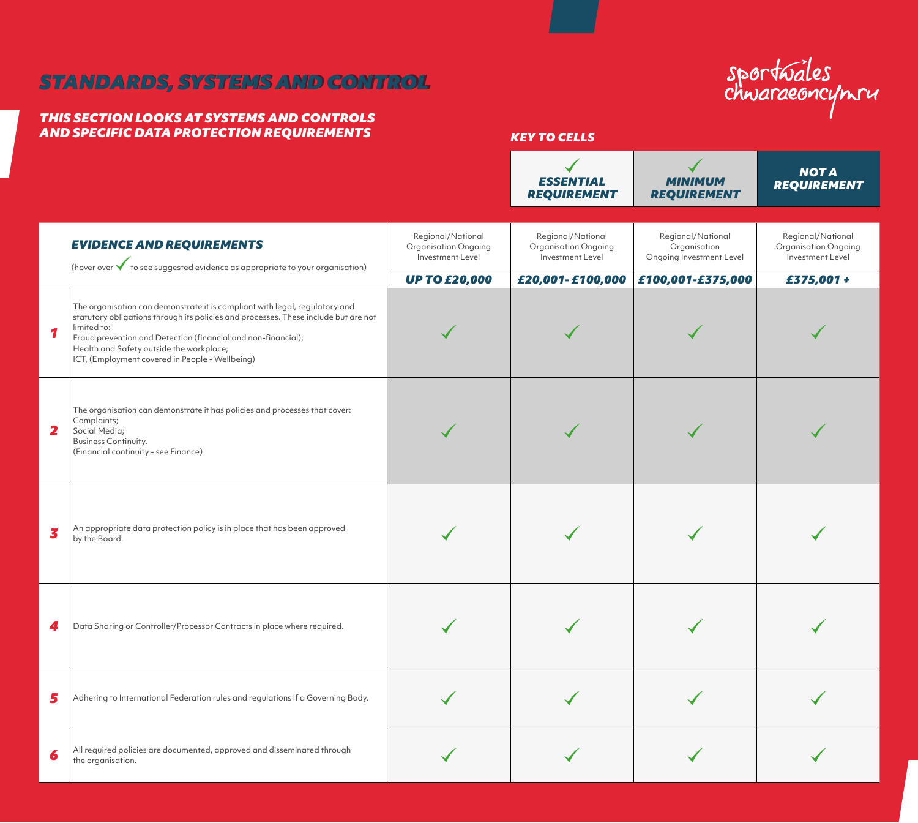# STANDARDS, SYSTEMS AND CONTROL

### THIS SECTION LOOKS AT SYSTEMS AND CONTROLS AND SPECIFIC DATA PROTECTION REQUIREMENTS

sportwales chwaraeoncymru

**KEY TO CELLS**

| ✓ ESSENTIAL REQUIREMENT | ✓ MINIMUM REQUIREMENT | NOT A REQUIREMENT |
|---|---|---|

| | EVIDENCE AND REQUIREMENTS (hover over ✓ to see suggested evidence as appropriate to your organisation) | Regional/National Organisation Ongoing Investment Level UP TO £20,000 | Regional/National Organisation Ongoing Investment Level £20,001- £100,000 | Regional/National Organisation Ongoing Investment Level £100,001-£375,000 | Regional/National Organisation Ongoing Investment Level £375,001 + |
|---|---|---|---|---|---|
| 1 | The organisation can demonstrate it is compliant with legal, regulatory and statutory obligations through its policies and processes. These include but are not limited to:<br>Fraud prevention and Detection (financial and non-financial);<br>Health and Safety outside the workplace;<br>ICT, (Employment covered in People - Wellbeing) | ✓ | ✓ | ✓ | ✓ |
| 2 | The organisation can demonstrate it has policies and processes that cover:<br>Complaints;<br>Social Media;<br>Business Continuity.<br>(Financial continuity - see Finance) | ✓ | ✓ | ✓ | ✓ |
| 3 | An appropriate data protection policy is in place that has been approved by the Board. | ✓ | ✓ | ✓ | ✓ |
| 4 | Data Sharing or Controller/Processor Contracts in place where required. | ✓ | ✓ | ✓ | ✓ |
| 5 | Adhering to International Federation rules and regulations if a Governing Body. | ✓ | ✓ | ✓ | ✓ |
| 6 | All required policies are documented, approved and disseminated through the organisation. | ✓ | ✓ | ✓ | ✓ |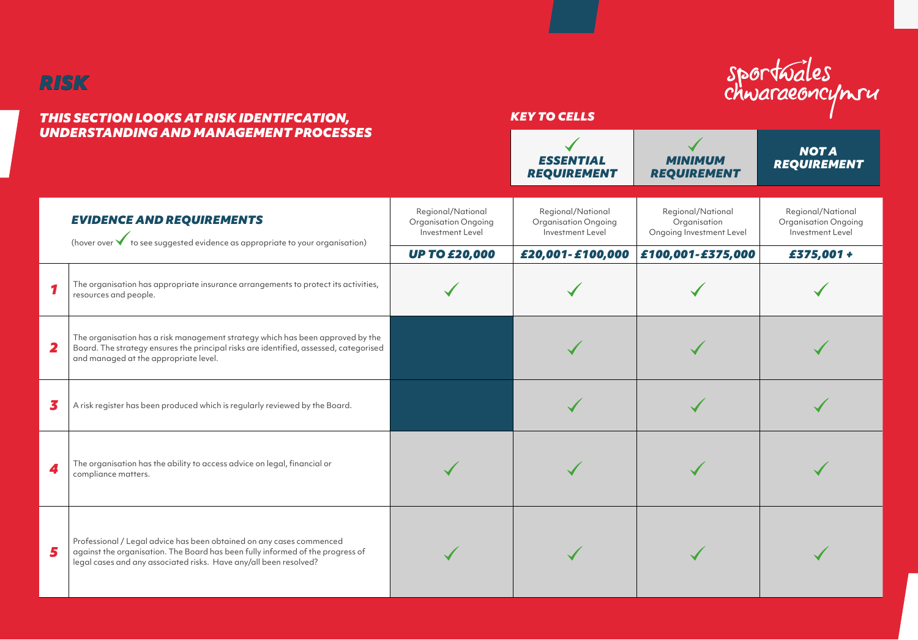# RISK

## THIS SECTION LOOKS AT RISK IDENTIFCATION, UNDERSTANDING AND MANAGEMENT PROCESSES

### KEY TO CELLS

| ✓ ESSENTIAL REQUIREMENT | ✓ MINIMUM REQUIREMENT | NOT A REQUIREMENT |
|---|---|---|

| | EVIDENCE AND REQUIREMENTS (hover over ✓ to see suggested evidence as appropriate to your organisation) | Regional/National Organisation Ongoing Investment Level UP TO £20,000 | Regional/National Organisation Ongoing Investment Level £20,001-£100,000 | Regional/National Organisation Ongoing Investment Level £100,001-£375,000 | Regional/National Organisation Ongoing Investment Level £375,001 + |
|---|---|---|---|---|---|
| 1 | The organisation has appropriate insurance arrangements to protect its activities, resources and people. | ✓ | ✓ | ✓ | ✓ |
| 2 | The organisation has a risk management strategy which has been approved by the Board. The strategy ensures the principal risks are identified, assessed, categorised and managed at the appropriate level. | | ✓ | ✓ | ✓ |
| 3 | A risk register has been produced which is regularly reviewed by the Board. | | ✓ | ✓ | ✓ |
| 4 | The organisation has the ability to access advice on legal, financial or compliance matters. | ✓ | ✓ | ✓ | ✓ |
| 5 | Professional / Legal advice has been obtained on any cases commenced against the organisation. The Board has been fully informed of the progress of legal cases and any associated risks. Have any/all been resolved? | ✓ | ✓ | ✓ | ✓ |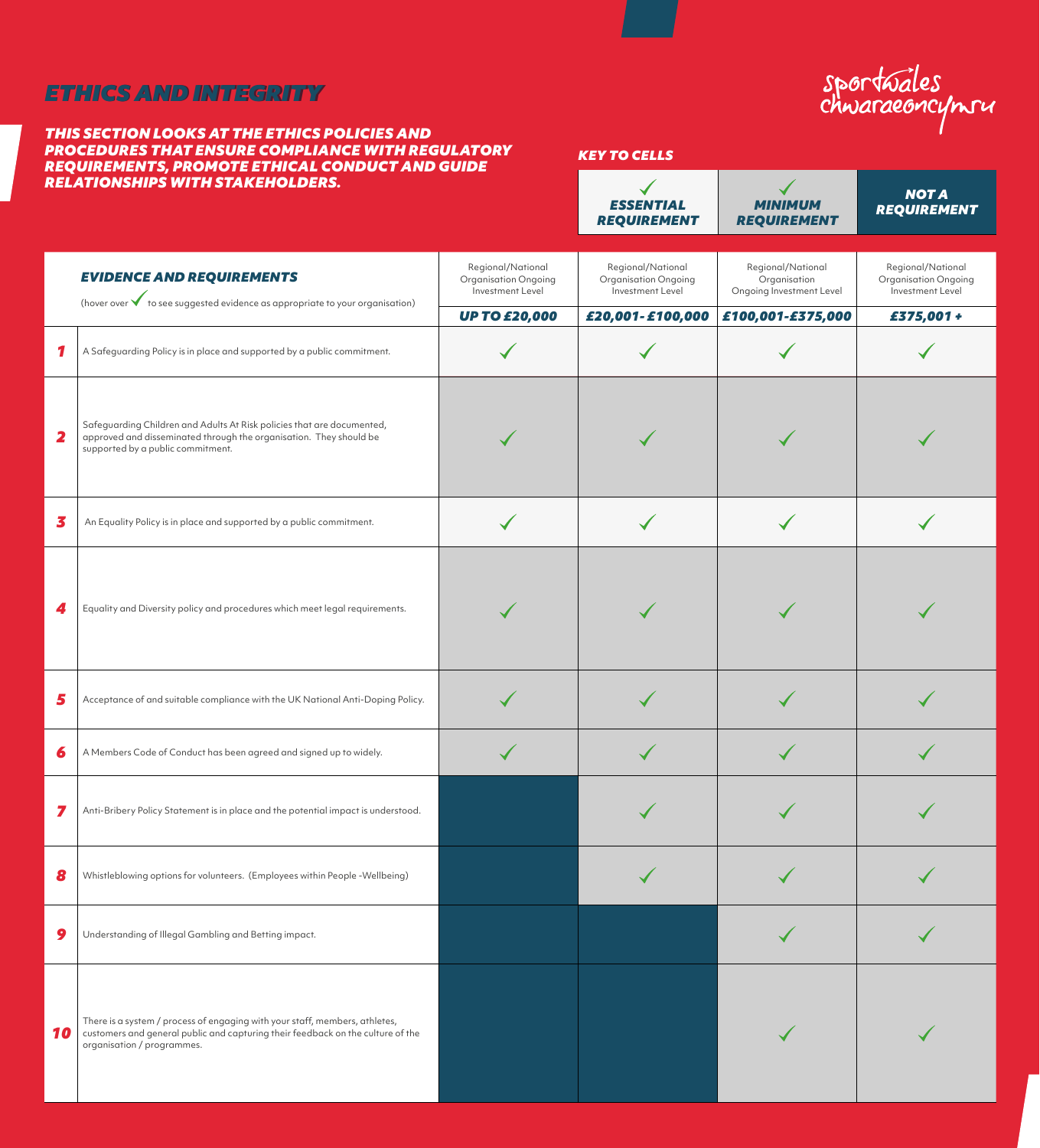# ETHICS AND INTEGRITY

***THIS SECTION LOOKS AT THE ETHICS POLICIES AND PROCEDURES THAT ENSURE COMPLIANCE WITH REGULATORY REQUIREMENTS, PROMOTE ETHICAL CONDUCT AND GUIDE RELATIONSHIPS WITH STAKEHOLDERS.***

sportwales chwaraeoncymru

***KEY TO CELLS***

| ✓ ESSENTIAL REQUIREMENT | ✓ MINIMUM REQUIREMENT | NOT A REQUIREMENT |
|---|---|---|

| | ***EVIDENCE AND REQUIREMENTS*** (hover over ✓ to see suggested evidence as appropriate to your organisation) | Regional/National Organisation Ongoing Investment Level ***UP TO £20,000*** | Regional/National Organisation Ongoing Investment Level ***£20,001-£100,000*** | Regional/National Organisation Ongoing Investment Level ***£100,001-£375,000*** | Regional/National Organisation Ongoing Investment Level ***£375,001 +*** |
|---|---|---|---|---|---|
| 1 | A Safeguarding Policy is in place and supported by a public commitment. | ✓ (Essential) | ✓ (Essential) | ✓ (Essential) | ✓ (Essential) |
| 2 | Safeguarding Children and Adults At Risk policies that are documented, approved and disseminated through the organisation. They should be supported by a public commitment. | ✓ (Minimum) | ✓ (Minimum) | ✓ (Minimum) | ✓ (Minimum) |
| 3 | An Equality Policy is in place and supported by a public commitment. | ✓ (Essential) | ✓ (Essential) | ✓ (Essential) | ✓ (Essential) |
| 4 | Equality and Diversity policy and procedures which meet legal requirements. | ✓ (Minimum) | ✓ (Minimum) | ✓ (Minimum) | ✓ (Minimum) |
| 5 | Acceptance of and suitable compliance with the UK National Anti-Doping Policy. | ✓ (Minimum) | ✓ (Minimum) | ✓ (Minimum) | ✓ (Minimum) |
| 6 | A Members Code of Conduct has been agreed and signed up to widely. | ✓ (Minimum) | ✓ (Minimum) | ✓ (Minimum) | ✓ (Minimum) |
| 7 | Anti-Bribery Policy Statement is in place and the potential impact is understood. | Not a requirement | ✓ (Minimum) | ✓ (Minimum) | ✓ (Minimum) |
| 8 | Whistleblowing options for volunteers. (Employees within People -Wellbeing) | Not a requirement | ✓ (Minimum) | ✓ (Minimum) | ✓ (Minimum) |
| 9 | Understanding of Illegal Gambling and Betting impact. | Not a requirement | Not a requirement | ✓ (Minimum) | ✓ (Minimum) |
| 10 | There is a system / process of engaging with your staff, members, athletes, customers and general public and capturing their feedback on the culture of the organisation / programmes. | Not a requirement | Not a requirement | ✓ (Minimum) | ✓ (Minimum) |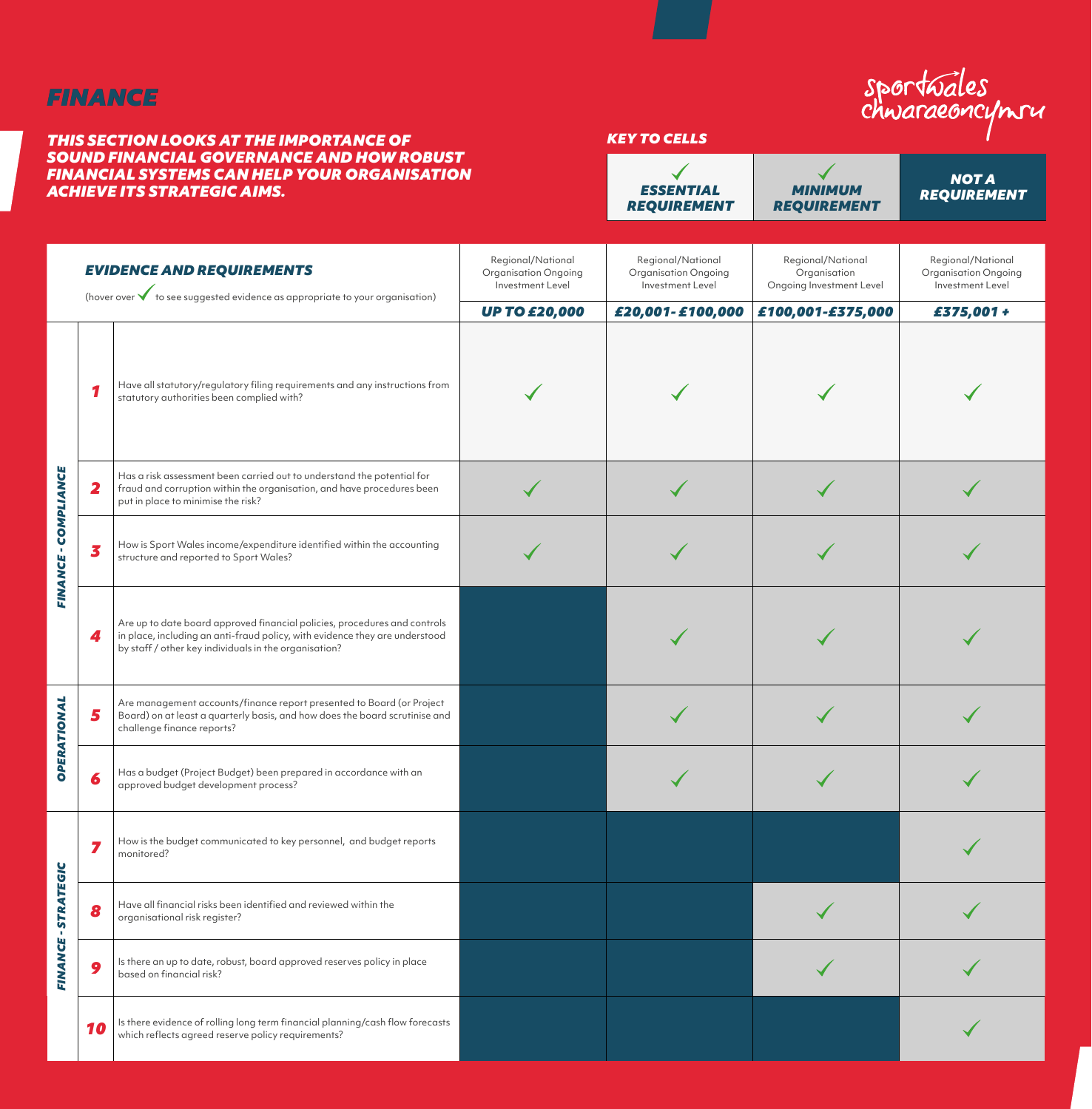# FINANCE

***THIS SECTION LOOKS AT THE IMPORTANCE OF SOUND FINANCIAL GOVERNANCE AND HOW ROBUST FINANCIAL SYSTEMS CAN HELP YOUR ORGANISATION ACHIEVE ITS STRATEGIC AIMS.***

***KEY TO CELLS***

| ✓ ESSENTIAL REQUIREMENT | ✓ MINIMUM REQUIREMENT | NOT A REQUIREMENT |
|---|---|---|

| | | ***EVIDENCE AND REQUIREMENTS*** (hover over ✓ to see suggested evidence as appropriate to your organisation) | Regional/National Organisation Ongoing Investment Level ***UP TO £20,000*** | Regional/National Organisation Ongoing Investment Level ***£20,001- £100,000*** | Regional/National Organisation Ongoing Investment Level ***£100,001-£375,000*** | Regional/National Organisation Ongoing Investment Level ***£375,001 +*** |
|---|---|---|---|---|---|---|
| ***FINANCE - COMPLIANCE*** | **1** | Have all statutory/regulatory filing requirements and any instructions from statutory authorities been complied with? | ✓ Essential | ✓ Essential | ✓ Essential | ✓ Essential |
| | **2** | Has a risk assessment been carried out to understand the potential for fraud and corruption within the organisation, and have procedures been put in place to minimise the risk? | ✓ Minimum | ✓ Minimum | ✓ Minimum | ✓ Minimum |
| | **3** | How is Sport Wales income/expenditure identified within the accounting structure and reported to Sport Wales? | ✓ Minimum | ✓ Minimum | ✓ Minimum | ✓ Minimum |
| | **4** | Are up to date board approved financial policies, procedures and controls in place, including an anti-fraud policy, with evidence they are understood by staff / other key individuals in the organisation? | Not a requirement | ✓ Minimum | ✓ Minimum | ✓ Minimum |
| ***OPERATIONAL*** | **5** | Are management accounts/finance report presented to Board (or Project Board) on at least a quarterly basis, and how does the board scrutinise and challenge finance reports? | Not a requirement | ✓ Minimum | ✓ Minimum | ✓ Minimum |
| | **6** | Has a budget (Project Budget) been prepared in accordance with an approved budget development process? | Not a requirement | ✓ Minimum | ✓ Minimum | ✓ Minimum |
| ***FINANCE - STRATEGIC*** | **7** | How is the budget communicated to key personnel, and budget reports monitored? | Not a requirement | Not a requirement | Not a requirement | ✓ Minimum |
| | **8** | Have all financial risks been identified and reviewed within the organisational risk register? | Not a requirement | Not a requirement | ✓ Minimum | ✓ Minimum |
| | **9** | Is there an up to date, robust, board approved reserves policy in place based on financial risk? | Not a requirement | Not a requirement | ✓ Minimum | ✓ Minimum |
| | **10** | Is there evidence of rolling long term financial planning/cash flow forecasts which reflects agreed reserve policy requirements? | Not a requirement | Not a requirement | Not a requirement | ✓ Minimum |